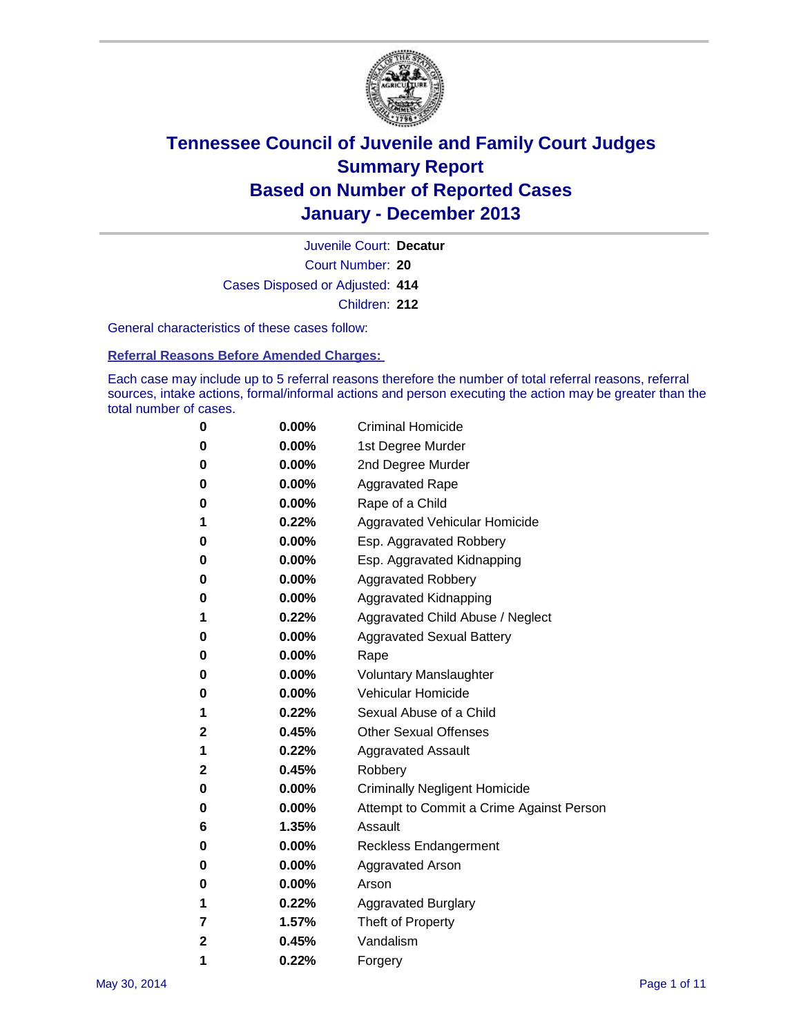# Tennessee Council of Juvenile and Family Court Judges
## Summary Report
## Based on Number of Reported Cases
## January - December 2013

Juvenile Court: **Decatur**
Court Number: **20**
Cases Disposed or Adjusted: **414**
Children: **212**

General characteristics of these cases follow:

### Referral Reasons Before Amended Charges:

Each case may include up to 5 referral reasons therefore the number of total referral reasons, referral sources, intake actions, formal/informal actions and person executing the action may be greater than the total number of cases.

| | | |
|---|---|---|
| 0 | 0.00% | Criminal Homicide |
| 0 | 0.00% | 1st Degree Murder |
| 0 | 0.00% | 2nd Degree Murder |
| 0 | 0.00% | Aggravated Rape |
| 0 | 0.00% | Rape of a Child |
| 1 | 0.22% | Aggravated Vehicular Homicide |
| 0 | 0.00% | Esp. Aggravated Robbery |
| 0 | 0.00% | Esp. Aggravated Kidnapping |
| 0 | 0.00% | Aggravated Robbery |
| 0 | 0.00% | Aggravated Kidnapping |
| 1 | 0.22% | Aggravated Child Abuse / Neglect |
| 0 | 0.00% | Aggravated Sexual Battery |
| 0 | 0.00% | Rape |
| 0 | 0.00% | Voluntary Manslaughter |
| 0 | 0.00% | Vehicular Homicide |
| 1 | 0.22% | Sexual Abuse of a Child |
| 2 | 0.45% | Other Sexual Offenses |
| 1 | 0.22% | Aggravated Assault |
| 2 | 0.45% | Robbery |
| 0 | 0.00% | Criminally Negligent Homicide |
| 0 | 0.00% | Attempt to Commit a Crime Against Person |
| 6 | 1.35% | Assault |
| 0 | 0.00% | Reckless Endangerment |
| 0 | 0.00% | Aggravated Arson |
| 0 | 0.00% | Arson |
| 1 | 0.22% | Aggravated Burglary |
| 7 | 1.57% | Theft of Property |
| 2 | 0.45% | Vandalism |
| 1 | 0.22% | Forgery |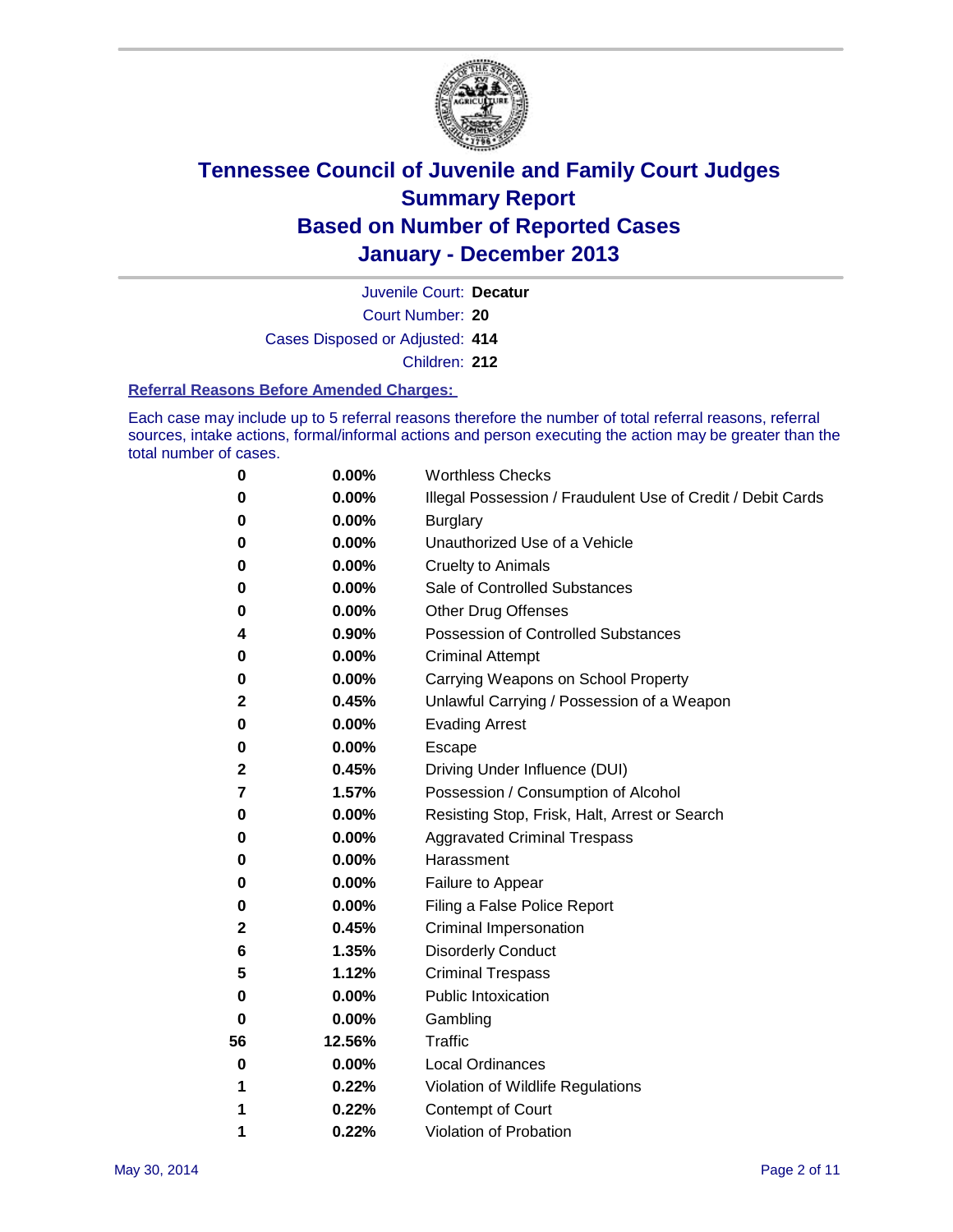# Tennessee Council of Juvenile and Family Court Judges
## Summary Report
## Based on Number of Reported Cases
## January - December 2013

Juvenile Court: **Decatur**

Court Number: **20**

Cases Disposed or Adjusted: **414**

Children: **212**

### Referral Reasons Before Amended Charges:

Each case may include up to 5 referral reasons therefore the number of total referral reasons, referral sources, intake actions, formal/informal actions and person executing the action may be greater than the total number of cases.

| | | |
|---|---|---|
| 0 | 0.00% | Worthless Checks |
| 0 | 0.00% | Illegal Possession / Fraudulent Use of Credit / Debit Cards |
| 0 | 0.00% | Burglary |
| 0 | 0.00% | Unauthorized Use of a Vehicle |
| 0 | 0.00% | Cruelty to Animals |
| 0 | 0.00% | Sale of Controlled Substances |
| 0 | 0.00% | Other Drug Offenses |
| 4 | 0.90% | Possession of Controlled Substances |
| 0 | 0.00% | Criminal Attempt |
| 0 | 0.00% | Carrying Weapons on School Property |
| 2 | 0.45% | Unlawful Carrying / Possession of a Weapon |
| 0 | 0.00% | Evading Arrest |
| 0 | 0.00% | Escape |
| 2 | 0.45% | Driving Under Influence (DUI) |
| 7 | 1.57% | Possession / Consumption of Alcohol |
| 0 | 0.00% | Resisting Stop, Frisk, Halt, Arrest or Search |
| 0 | 0.00% | Aggravated Criminal Trespass |
| 0 | 0.00% | Harassment |
| 0 | 0.00% | Failure to Appear |
| 0 | 0.00% | Filing a False Police Report |
| 2 | 0.45% | Criminal Impersonation |
| 6 | 1.35% | Disorderly Conduct |
| 5 | 1.12% | Criminal Trespass |
| 0 | 0.00% | Public Intoxication |
| 0 | 0.00% | Gambling |
| 56 | 12.56% | Traffic |
| 0 | 0.00% | Local Ordinances |
| 1 | 0.22% | Violation of Wildlife Regulations |
| 1 | 0.22% | Contempt of Court |
| 1 | 0.22% | Violation of Probation |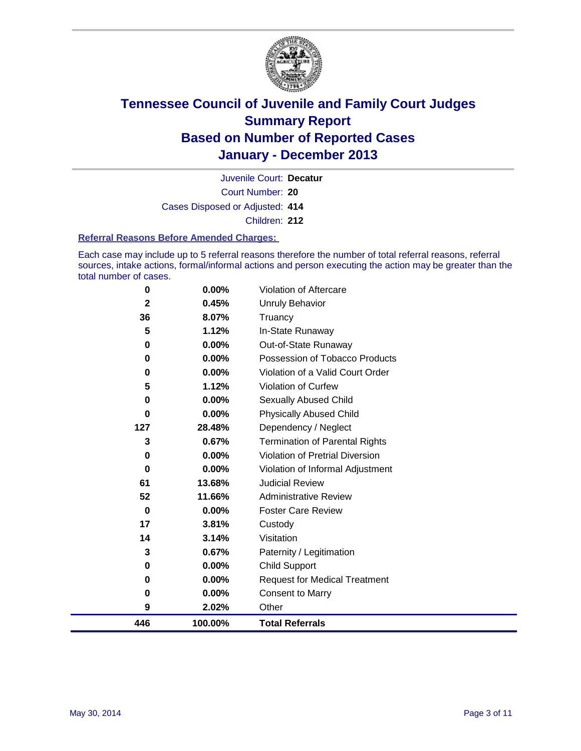# Tennessee Council of Juvenile and Family Court Judges
# Summary Report
# Based on Number of Reported Cases
# January - December 2013

Juvenile Court: **Decatur**

Court Number: **20**

Cases Disposed or Adjusted: **414**

Children: **212**

### Referral Reasons Before Amended Charges:

Each case may include up to 5 referral reasons therefore the number of total referral reasons, referral sources, intake actions, formal/informal actions and person executing the action may be greater than the total number of cases.

| Count | Percent | Referral Reason |
|---|---|---|
| 0 | 0.00% | Violation of Aftercare |
| 2 | 0.45% | Unruly Behavior |
| 36 | 8.07% | Truancy |
| 5 | 1.12% | In-State Runaway |
| 0 | 0.00% | Out-of-State Runaway |
| 0 | 0.00% | Possession of Tobacco Products |
| 0 | 0.00% | Violation of a Valid Court Order |
| 5 | 1.12% | Violation of Curfew |
| 0 | 0.00% | Sexually Abused Child |
| 0 | 0.00% | Physically Abused Child |
| 127 | 28.48% | Dependency / Neglect |
| 3 | 0.67% | Termination of Parental Rights |
| 0 | 0.00% | Violation of Pretrial Diversion |
| 0 | 0.00% | Violation of Informal Adjustment |
| 61 | 13.68% | Judicial Review |
| 52 | 11.66% | Administrative Review |
| 0 | 0.00% | Foster Care Review |
| 17 | 3.81% | Custody |
| 14 | 3.14% | Visitation |
| 3 | 0.67% | Paternity / Legitimation |
| 0 | 0.00% | Child Support |
| 0 | 0.00% | Request for Medical Treatment |
| 0 | 0.00% | Consent to Marry |
| 9 | 2.02% | Other |
| **446** | **100.00%** | **Total Referrals** |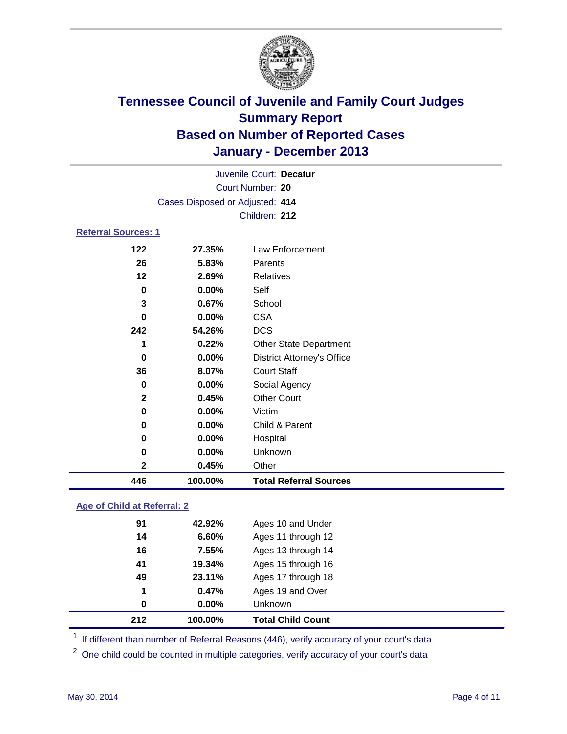# Tennessee Council of Juvenile and Family Court Judges
## Summary Report
## Based on Number of Reported Cases
## January - December 2013

Juvenile Court: **Decatur**
Court Number: **20**
Cases Disposed or Adjusted: **414**
Children: **212**

### Referral Sources: 1

| Count | Percent | Source |
|---|---|---|
| 122 | 27.35% | Law Enforcement |
| 26 | 5.83% | Parents |
| 12 | 2.69% | Relatives |
| 0 | 0.00% | Self |
| 3 | 0.67% | School |
| 0 | 0.00% | CSA |
| 242 | 54.26% | DCS |
| 1 | 0.22% | Other State Department |
| 0 | 0.00% | District Attorney's Office |
| 36 | 8.07% | Court Staff |
| 0 | 0.00% | Social Agency |
| 2 | 0.45% | Other Court |
| 0 | 0.00% | Victim |
| 0 | 0.00% | Child & Parent |
| 0 | 0.00% | Hospital |
| 0 | 0.00% | Unknown |
| 2 | 0.45% | Other |
| **446** | **100.00%** | **Total Referral Sources** |

### Age of Child at Referral: 2

| Count | Percent | Age |
|---|---|---|
| 91 | 42.92% | Ages 10 and Under |
| 14 | 6.60% | Ages 11 through 12 |
| 16 | 7.55% | Ages 13 through 14 |
| 41 | 19.34% | Ages 15 through 16 |
| 49 | 23.11% | Ages 17 through 18 |
| 1 | 0.47% | Ages 19 and Over |
| 0 | 0.00% | Unknown |
| **212** | **100.00%** | **Total Child Count** |

[1] If different than number of Referral Reasons (446), verify accuracy of your court's data.

[2] One child could be counted in multiple categories, verify accuracy of your court's data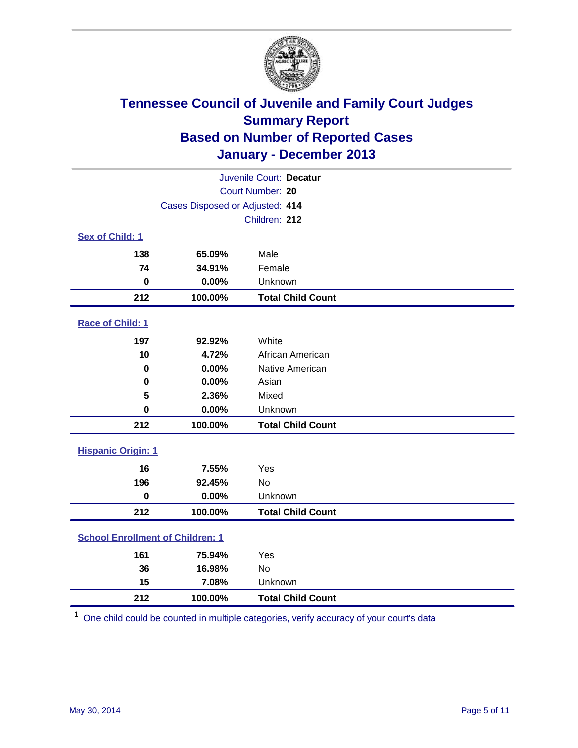# Tennessee Council of Juvenile and Family Court Judges
## Summary Report
## Based on Number of Reported Cases
## January - December 2013

Juvenile Court: **Decatur**
Court Number: **20**
Cases Disposed or Adjusted: **414**
Children: **212**

### Sex of Child: 1

| | | |
|---|---|---|
| **138** | **65.09%** | Male |
| **74** | **34.91%** | Female |
| **0** | **0.00%** | Unknown |
| **212** | **100.00%** | **Total Child Count** |

### Race of Child: 1

| | | |
|---|---|---|
| **197** | **92.92%** | White |
| **10** | **4.72%** | African American |
| **0** | **0.00%** | Native American |
| **0** | **0.00%** | Asian |
| **5** | **2.36%** | Mixed |
| **0** | **0.00%** | Unknown |
| **212** | **100.00%** | **Total Child Count** |

### Hispanic Origin: 1

| | | |
|---|---|---|
| **16** | **7.55%** | Yes |
| **196** | **92.45%** | No |
| **0** | **0.00%** | Unknown |
| **212** | **100.00%** | **Total Child Count** |

### School Enrollment of Children: 1

| | | |
|---|---|---|
| **161** | **75.94%** | Yes |
| **36** | **16.98%** | No |
| **15** | **7.08%** | Unknown |
| **212** | **100.00%** | **Total Child Count** |

[1] One child could be counted in multiple categories, verify accuracy of your court's data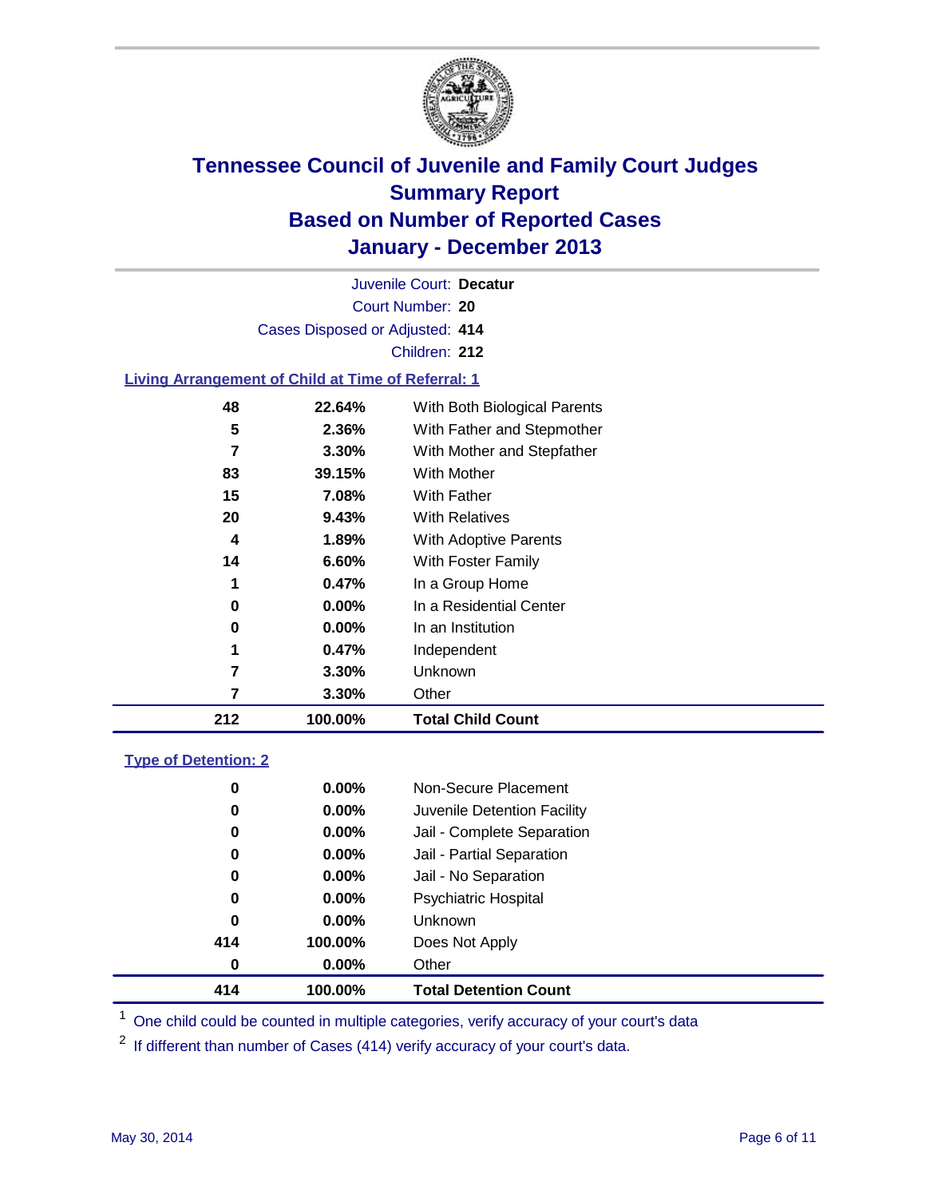# Tennessee Council of Juvenile and Family Court Judges
## Summary Report
## Based on Number of Reported Cases
## January - December 2013

Juvenile Court: **Decatur**
Court Number: **20**
Cases Disposed or Adjusted: **414**
Children: **212**

### Living Arrangement of Child at Time of Referral: 1

| Count | Percent | Category |
|---|---|---|
| 48 | 22.64% | With Both Biological Parents |
| 5 | 2.36% | With Father and Stepmother |
| 7 | 3.30% | With Mother and Stepfather |
| 83 | 39.15% | With Mother |
| 15 | 7.08% | With Father |
| 20 | 9.43% | With Relatives |
| 4 | 1.89% | With Adoptive Parents |
| 14 | 6.60% | With Foster Family |
| 1 | 0.47% | In a Group Home |
| 0 | 0.00% | In a Residential Center |
| 0 | 0.00% | In an Institution |
| 1 | 0.47% | Independent |
| 7 | 3.30% | Unknown |
| 7 | 3.30% | Other |
| **212** | **100.00%** | **Total Child Count** |

### Type of Detention: 2

| Count | Percent | Category |
|---|---|---|
| 0 | 0.00% | Non-Secure Placement |
| 0 | 0.00% | Juvenile Detention Facility |
| 0 | 0.00% | Jail - Complete Separation |
| 0 | 0.00% | Jail - Partial Separation |
| 0 | 0.00% | Jail - No Separation |
| 0 | 0.00% | Psychiatric Hospital |
| 0 | 0.00% | Unknown |
| 414 | 100.00% | Does Not Apply |
| 0 | 0.00% | Other |
| **414** | **100.00%** | **Total Detention Count** |

[1] One child could be counted in multiple categories, verify accuracy of your court's data

[2] If different than number of Cases (414) verify accuracy of your court's data.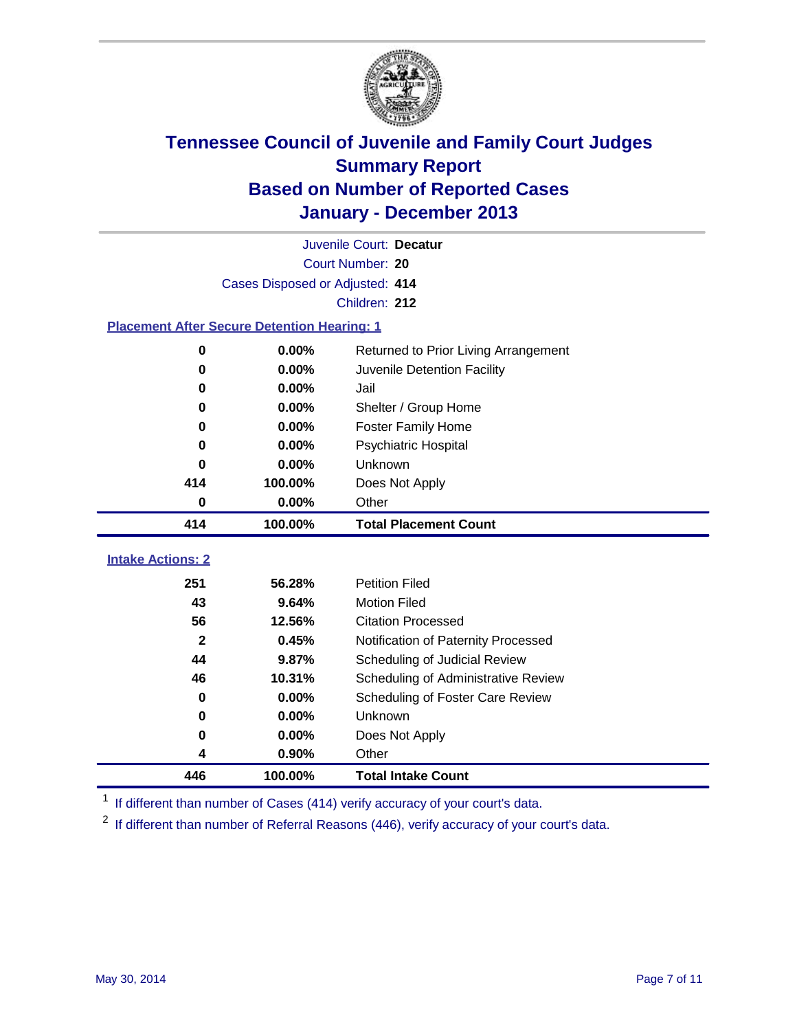# Tennessee Council of Juvenile and Family Court Judges
## Summary Report
## Based on Number of Reported Cases
## January - December 2013

Juvenile Court: **Decatur**
Court Number: **20**
Cases Disposed or Adjusted: **414**
Children: **212**

### Placement After Secure Detention Hearing: 1

| Count | Percent | Placement |
|---|---|---|
| 0 | 0.00% | Returned to Prior Living Arrangement |
| 0 | 0.00% | Juvenile Detention Facility |
| 0 | 0.00% | Jail |
| 0 | 0.00% | Shelter / Group Home |
| 0 | 0.00% | Foster Family Home |
| 0 | 0.00% | Psychiatric Hospital |
| 0 | 0.00% | Unknown |
| 414 | 100.00% | Does Not Apply |
| 0 | 0.00% | Other |
| **414** | **100.00%** | **Total Placement Count** |

### Intake Actions: 2

| Count | Percent | Action |
|---|---|---|
| 251 | 56.28% | Petition Filed |
| 43 | 9.64% | Motion Filed |
| 56 | 12.56% | Citation Processed |
| 2 | 0.45% | Notification of Paternity Processed |
| 44 | 9.87% | Scheduling of Judicial Review |
| 46 | 10.31% | Scheduling of Administrative Review |
| 0 | 0.00% | Scheduling of Foster Care Review |
| 0 | 0.00% | Unknown |
| 0 | 0.00% | Does Not Apply |
| 4 | 0.90% | Other |
| **446** | **100.00%** | **Total Intake Count** |

[1] If different than number of Cases (414) verify accuracy of your court's data.

[2] If different than number of Referral Reasons (446), verify accuracy of your court's data.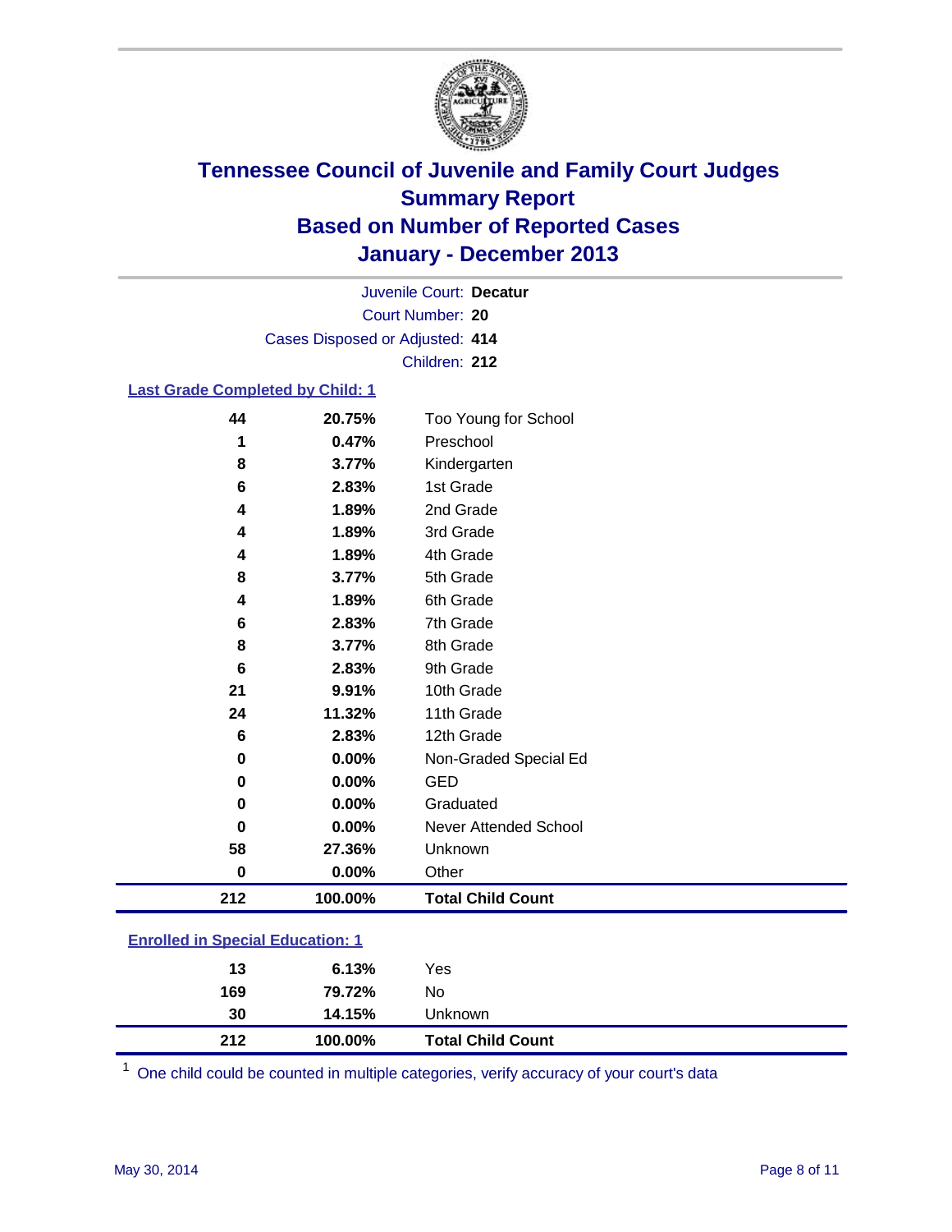# Tennessee Council of Juvenile and Family Court Judges
## Summary Report
## Based on Number of Reported Cases
## January - December 2013

Juvenile Court: **Decatur**
Court Number: **20**
Cases Disposed or Adjusted: **414**
Children: **212**

### Last Grade Completed by Child: 1

| Count | Percent | Category |
|---|---|---|
| 44 | 20.75% | Too Young for School |
| 1 | 0.47% | Preschool |
| 8 | 3.77% | Kindergarten |
| 6 | 2.83% | 1st Grade |
| 4 | 1.89% | 2nd Grade |
| 4 | 1.89% | 3rd Grade |
| 4 | 1.89% | 4th Grade |
| 8 | 3.77% | 5th Grade |
| 4 | 1.89% | 6th Grade |
| 6 | 2.83% | 7th Grade |
| 8 | 3.77% | 8th Grade |
| 6 | 2.83% | 9th Grade |
| 21 | 9.91% | 10th Grade |
| 24 | 11.32% | 11th Grade |
| 6 | 2.83% | 12th Grade |
| 0 | 0.00% | Non-Graded Special Ed |
| 0 | 0.00% | GED |
| 0 | 0.00% | Graduated |
| 0 | 0.00% | Never Attended School |
| 58 | 27.36% | Unknown |
| 0 | 0.00% | Other |
| **212** | **100.00%** | **Total Child Count** |

### Enrolled in Special Education: 1

| Count | Percent | Category |
|---|---|---|
| 13 | 6.13% | Yes |
| 169 | 79.72% | No |
| 30 | 14.15% | Unknown |
| **212** | **100.00%** | **Total Child Count** |

[1] One child could be counted in multiple categories, verify accuracy of your court's data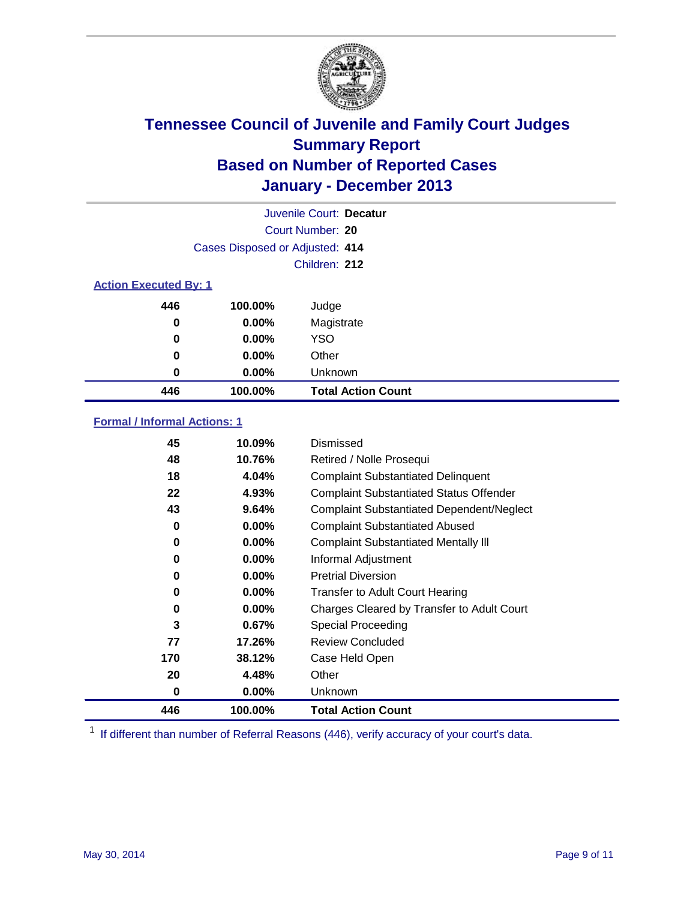# Tennessee Council of Juvenile and Family Court Judges
## Summary Report
## Based on Number of Reported Cases
## January - December 2013

Juvenile Court: **Decatur**
Court Number: **20**
Cases Disposed or Adjusted: **414**
Children: **212**

### Action Executed By: 1

| | | |
|---|---|---|
| 446 | 100.00% | Judge |
| 0 | 0.00% | Magistrate |
| 0 | 0.00% | YSO |
| 0 | 0.00% | Other |
| 0 | 0.00% | Unknown |
| **446** | **100.00%** | **Total Action Count** |

### Formal / Informal Actions: 1

| | | |
|---|---|---|
| 45 | 10.09% | Dismissed |
| 48 | 10.76% | Retired / Nolle Prosequi |
| 18 | 4.04% | Complaint Substantiated Delinquent |
| 22 | 4.93% | Complaint Substantiated Status Offender |
| 43 | 9.64% | Complaint Substantiated Dependent/Neglect |
| 0 | 0.00% | Complaint Substantiated Abused |
| 0 | 0.00% | Complaint Substantiated Mentally Ill |
| 0 | 0.00% | Informal Adjustment |
| 0 | 0.00% | Pretrial Diversion |
| 0 | 0.00% | Transfer to Adult Court Hearing |
| 0 | 0.00% | Charges Cleared by Transfer to Adult Court |
| 3 | 0.67% | Special Proceeding |
| 77 | 17.26% | Review Concluded |
| 170 | 38.12% | Case Held Open |
| 20 | 4.48% | Other |
| 0 | 0.00% | Unknown |
| **446** | **100.00%** | **Total Action Count** |

[1] If different than number of Referral Reasons (446), verify accuracy of your court's data.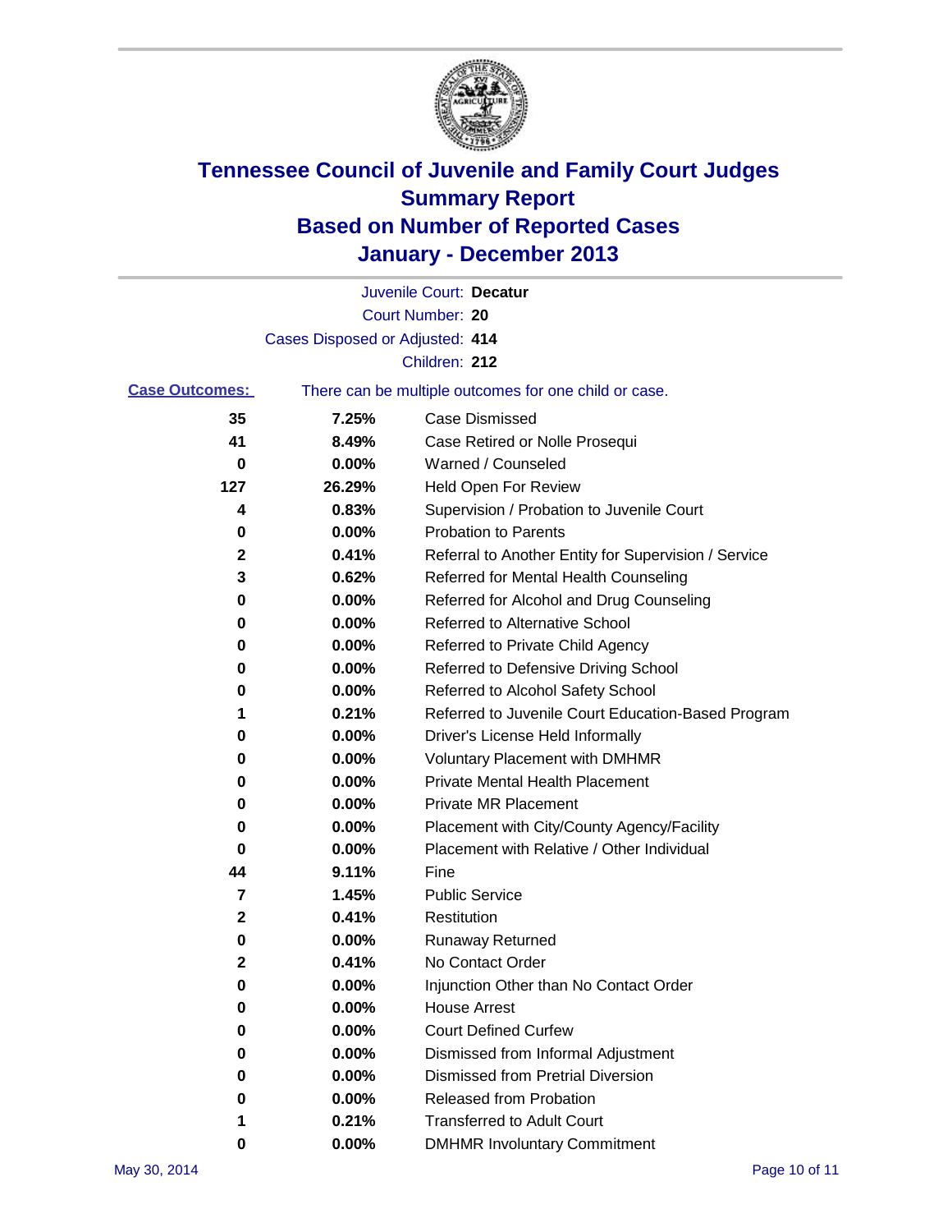# Tennessee Council of Juvenile and Family Court Judges
## Summary Report
## Based on Number of Reported Cases
## January - December 2013

Juvenile Court: **Decatur**

Court Number: **20**

Cases Disposed or Adjusted: **414**

Children: **212**

**Case Outcomes:** There can be multiple outcomes for one child or case.

| Count | Percent | Outcome |
|---|---|---|
| 35 | 7.25% | Case Dismissed |
| 41 | 8.49% | Case Retired or Nolle Prosequi |
| 0 | 0.00% | Warned / Counseled |
| 127 | 26.29% | Held Open For Review |
| 4 | 0.83% | Supervision / Probation to Juvenile Court |
| 0 | 0.00% | Probation to Parents |
| 2 | 0.41% | Referral to Another Entity for Supervision / Service |
| 3 | 0.62% | Referred for Mental Health Counseling |
| 0 | 0.00% | Referred for Alcohol and Drug Counseling |
| 0 | 0.00% | Referred to Alternative School |
| 0 | 0.00% | Referred to Private Child Agency |
| 0 | 0.00% | Referred to Defensive Driving School |
| 0 | 0.00% | Referred to Alcohol Safety School |
| 1 | 0.21% | Referred to Juvenile Court Education-Based Program |
| 0 | 0.00% | Driver's License Held Informally |
| 0 | 0.00% | Voluntary Placement with DMHMR |
| 0 | 0.00% | Private Mental Health Placement |
| 0 | 0.00% | Private MR Placement |
| 0 | 0.00% | Placement with City/County Agency/Facility |
| 0 | 0.00% | Placement with Relative / Other Individual |
| 44 | 9.11% | Fine |
| 7 | 1.45% | Public Service |
| 2 | 0.41% | Restitution |
| 0 | 0.00% | Runaway Returned |
| 2 | 0.41% | No Contact Order |
| 0 | 0.00% | Injunction Other than No Contact Order |
| 0 | 0.00% | House Arrest |
| 0 | 0.00% | Court Defined Curfew |
| 0 | 0.00% | Dismissed from Informal Adjustment |
| 0 | 0.00% | Dismissed from Pretrial Diversion |
| 0 | 0.00% | Released from Probation |
| 1 | 0.21% | Transferred to Adult Court |
| 0 | 0.00% | DMHMR Involuntary Commitment |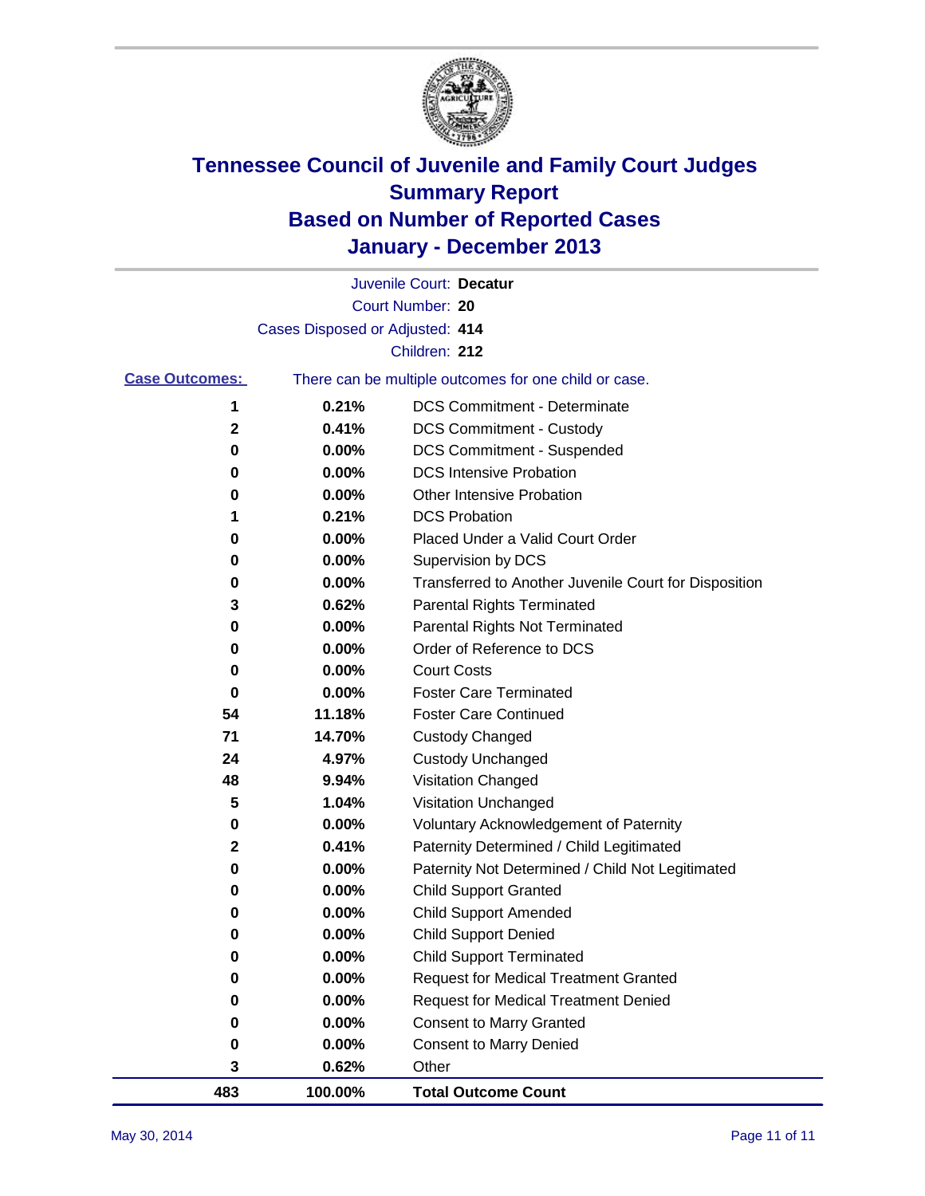# Tennessee Council of Juvenile and Family Court Judges
# Summary Report
# Based on Number of Reported Cases
# January - December 2013

Juvenile Court: **Decatur**

Court Number: **20**

Cases Disposed or Adjusted: **414**

Children: **212**

**Case Outcomes:** There can be multiple outcomes for one child or case.

| | | |
|---|---|---|
| 1 | 0.21% | DCS Commitment - Determinate |
| 2 | 0.41% | DCS Commitment - Custody |
| 0 | 0.00% | DCS Commitment - Suspended |
| 0 | 0.00% | DCS Intensive Probation |
| 0 | 0.00% | Other Intensive Probation |
| 1 | 0.21% | DCS Probation |
| 0 | 0.00% | Placed Under a Valid Court Order |
| 0 | 0.00% | Supervision by DCS |
| 0 | 0.00% | Transferred to Another Juvenile Court for Disposition |
| 3 | 0.62% | Parental Rights Terminated |
| 0 | 0.00% | Parental Rights Not Terminated |
| 0 | 0.00% | Order of Reference to DCS |
| 0 | 0.00% | Court Costs |
| 0 | 0.00% | Foster Care Terminated |
| 54 | 11.18% | Foster Care Continued |
| 71 | 14.70% | Custody Changed |
| 24 | 4.97% | Custody Unchanged |
| 48 | 9.94% | Visitation Changed |
| 5 | 1.04% | Visitation Unchanged |
| 0 | 0.00% | Voluntary Acknowledgement of Paternity |
| 2 | 0.41% | Paternity Determined / Child Legitimated |
| 0 | 0.00% | Paternity Not Determined / Child Not Legitimated |
| 0 | 0.00% | Child Support Granted |
| 0 | 0.00% | Child Support Amended |
| 0 | 0.00% | Child Support Denied |
| 0 | 0.00% | Child Support Terminated |
| 0 | 0.00% | Request for Medical Treatment Granted |
| 0 | 0.00% | Request for Medical Treatment Denied |
| 0 | 0.00% | Consent to Marry Granted |
| 0 | 0.00% | Consent to Marry Denied |
| 3 | 0.62% | Other |
| **483** | **100.00%** | **Total Outcome Count** |

May 30, 2014